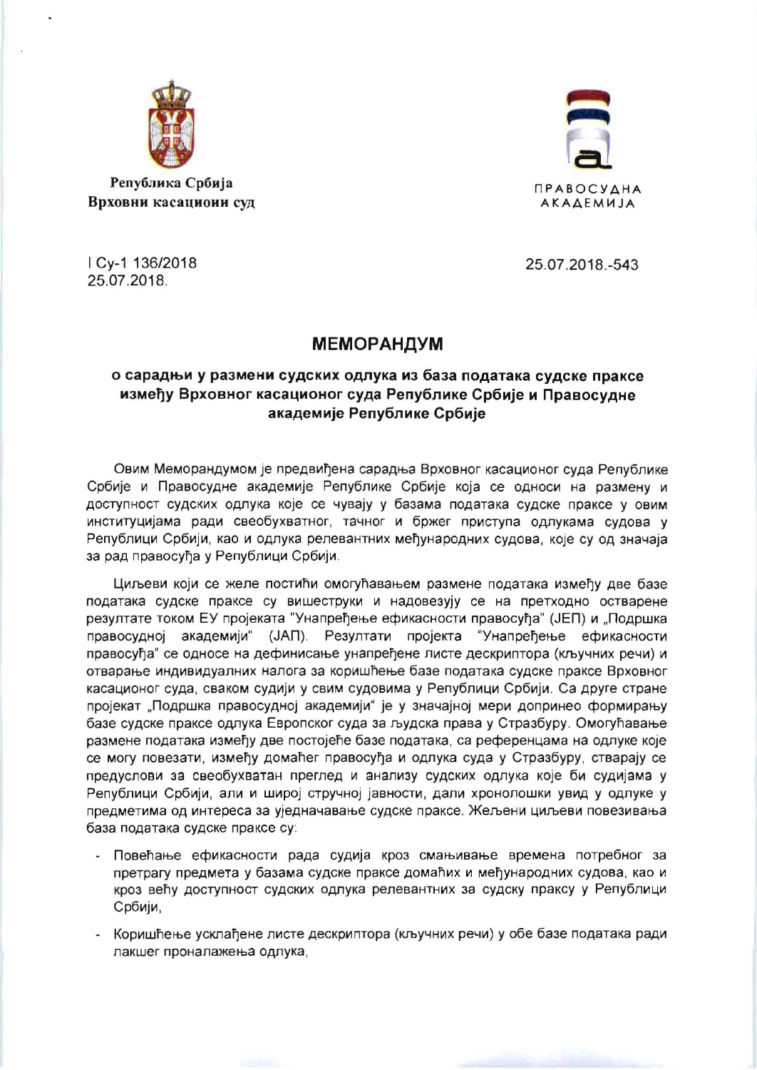Република Србија
**Врховни касациони суд**

I Су-1 136/2018
25.07.2018.

ПРАВОСУДНА
АКАДЕМИЈА

25.07.2018.-543

# МЕМОРАНДУМ

## о сарадњи у размени судских одлука из база података судске праксе између Врховног касационог суда Републике Србије и Правосудне академије Републике Србије

Овим Меморандумом је предвиђена сарадња Врховног касационог суда Републике Србије и Правосудне академије Републике Србије која се односи на размену и доступност судских одлука које се чувају у базама података судске праксе у овим институцијама ради свеобухватног, тачног и бржег приступа одлукама судова у Републици Србији, као и одлука релевантних међународних судова, које су од значаја за рад правосуђа у Републици Србији.

Циљеви који се желе постићи омогућавањем размене података између две базе података судске праксе су вишеструки и надовезују се на претходно остварене резултате током ЕУ пројеката "Унапређење ефикасности правосуђа" (ЈЕП) и „Подршка правосудној академији" (ЈАП). Резултати пројекта "Унапређење ефикасности правосуђа" се односе на дефинисање унапређене листе дескриптора (кључних речи) и отварање индивидуалних налога за коришћење базе података судске праксе Врховног касационог суда, сваком судији у свим судовима у Републици Србији. Са друге стране пројекат „Подршка правосудној академији" је у значајној мери допринео формирању базе судске праксе одлука Европског суда за људска права у Стразбуру. Омогућавање размене података између две постојеће базе података, са референцама на одлуке које се могу повезати, између домаћег правосуђа и одлука суда у Стразбуру, стварају се предуслови за свеобухватан преглед и анализу судских одлука које би судијама у Републици Србији, али и широј стручној јавности, дали хронолошки увид у одлуке у предметима од интереса за уједначавање судске праксе. Жељени циљеви повезивања база података судске праксе су:

- Повећање ефикасности рада судија кроз смањивање времена потребног за претрагу предмета у базама судске праксе домаћих и међународних судова, као и кроз већу доступност судских одлука релевантних за судску праксу у Републици Србији,
- Коришћење усклађене листе дескриптора (кључних речи) у обе базе података ради лакшег проналажења одлука,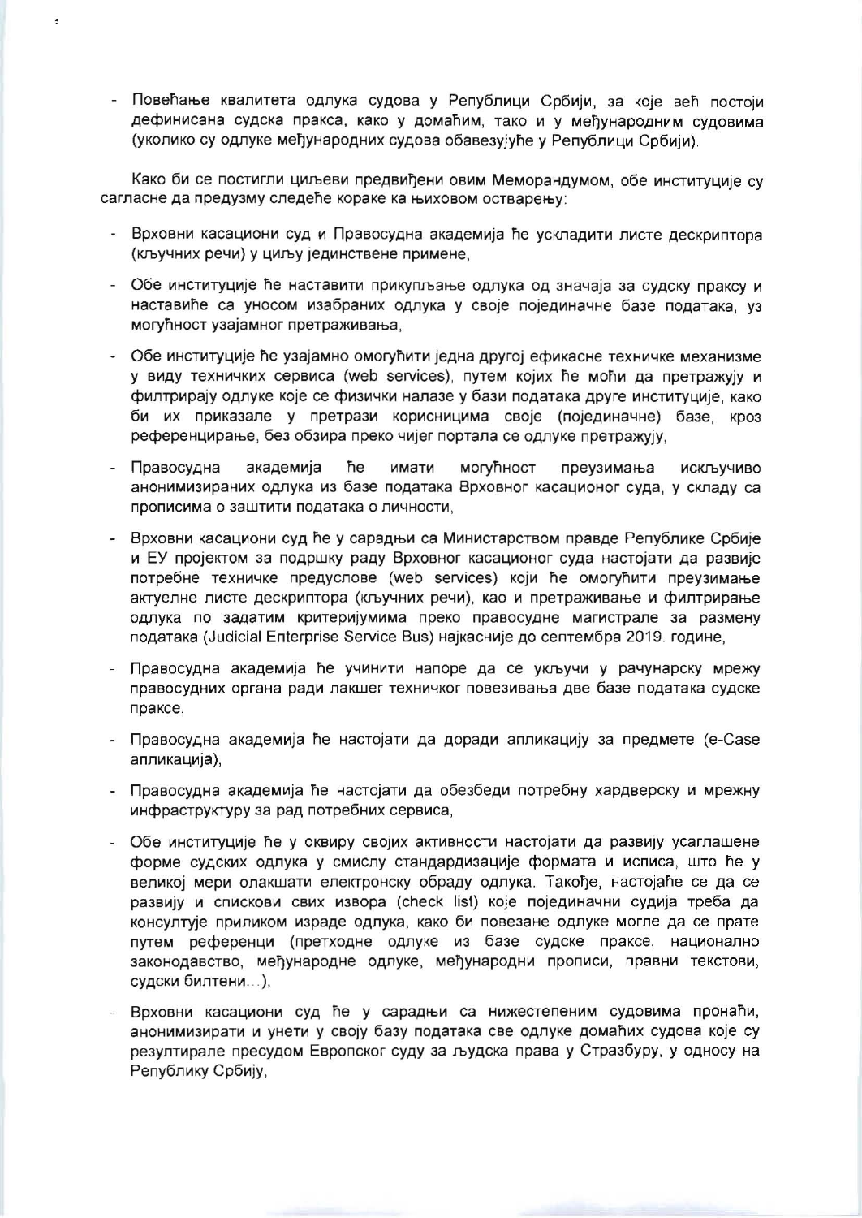- Повећање квалитета одлука судова у Републици Србији, за које већ постоји дефинисана судска пракса, како у домаћим, тако и у међународним судовима (уколико су одлуке међународних судова обавезујуће у Републици Србији).

Како би се постигли циљеви предвиђени овим Меморандумом, обе институције су сагласне да предузму следеће кораке ка њиховом остварењу:

- Врховни касациони суд и Правосудна академија ће ускладити листе дескриптора (кључних речи) у циљу јединствене примене,
- Обе институције ће наставити прикупљање одлука од значаја за судску праксу и наставиће са уносом изабраних одлука у своје појединачне базе података, уз могућност узајамног претраживања,
- Обе институције ће узајамно омогућити једна другој ефикасне техничке механизме у виду техничких сервиса (web services), путем којих ће моћи да претражују и филтрирају одлуке које се физички налазе у бази података друге институције, како би их приказале у претрази корисницима своје (појединачне) базе, кроз референцирање, без обзира преко чијег портала се одлуке претражују,
- Правосудна академија ће имати могућност преузимања искључиво анонимизираних одлука из базе података Врховног касационог суда, у складу са прописима о заштити података о личности,
- Врховни касациони суд ће у сарадњи са Министарством правде Републике Србије и ЕУ пројектом за подршку раду Врховног касационог суда настојати да развије потребне техничке предуслове (web services) који ће омогућити преузимање актуелне листе дескриптора (кључних речи), као и претраживање и филтрирање одлука по задатим критеријумима преко правосудне магистрале за размену података (Judicial Enterprise Service Bus) најкасније до септембра 2019. године,
- Правосудна академија ће учинити напоре да се укључи у рачунарску мрежу правосудних органа ради лакшег техничког повезивања две базе података судске праксе,
- Правосудна академија ће настојати да доради апликацију за предмете (е-Case апликација),
- Правосудна академија ће настојати да обезбеди потребну хардверску и мрежну инфраструктуру за рад потребних сервиса,
- Обе институције ће у оквиру својих активности настојати да развију усаглашене форме судских одлука у смислу стандардизације формата и исписа, што ће у великој мери олакшати електронску обраду одлука. Такође, настојаће се да се развију и спискови свих извора (check list) које појединачни судија треба да консултује приликом израде одлука, како би повезане одлуке могле да се прате путем референци (претходне одлуке из базе судске праксе, национално законодавство, међународне одлуке, међународни прописи, правни текстови, судски билтени…),
- Врховни касациони суд ће у сарадњи са нижестепеним судовима пронаћи, анонимизирати и унети у своју базу података све одлуке домаћих судова које су резултирале пресудом Европског суда за људска права у Стразбуру, у односу на Републику Србију,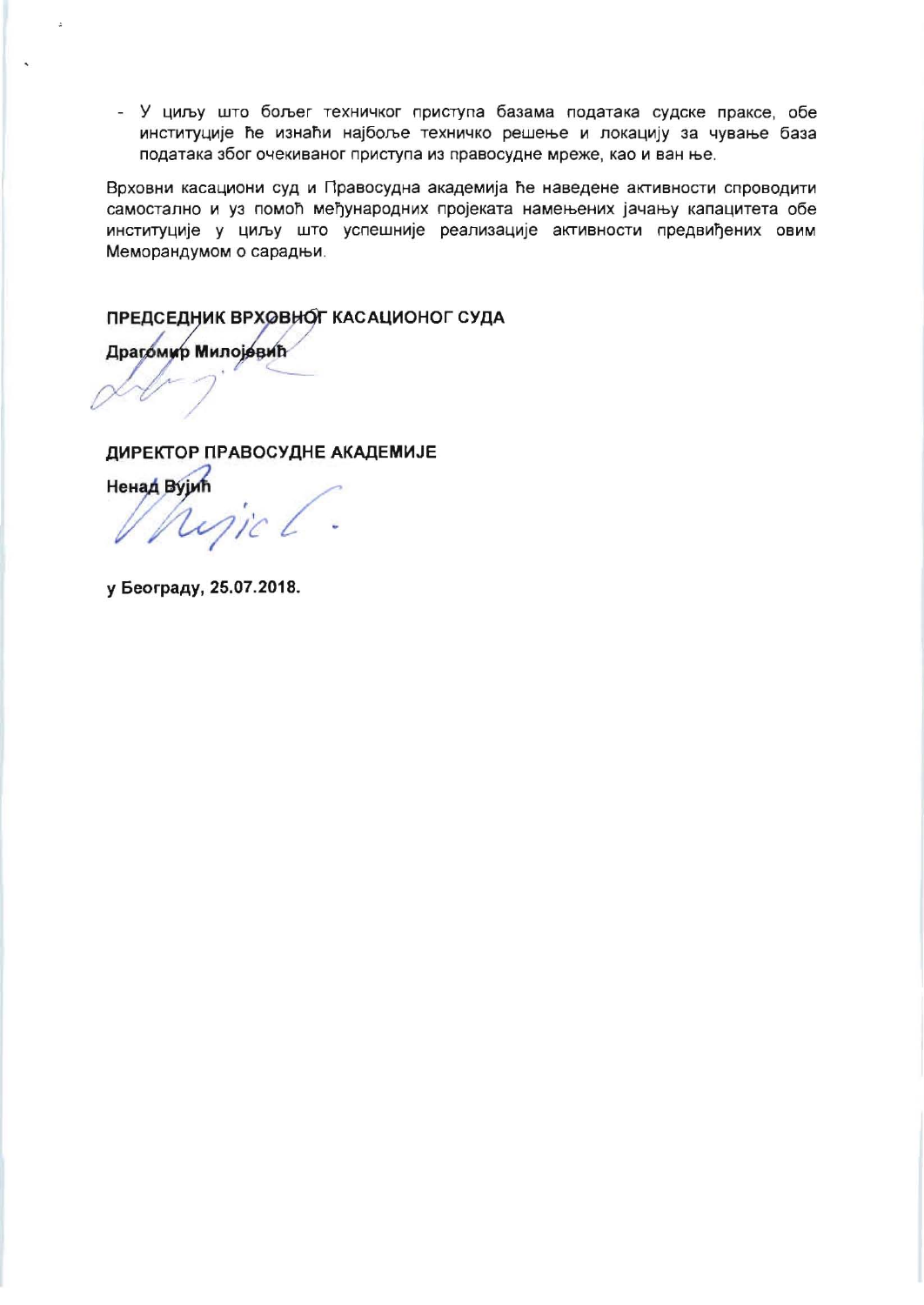- У циљу што бољег техничког приступа базама података судске праксе, обе институције ће изнаћи најбоље техничко решење и локацију за чување база података због очекиваног приступа из правосудне мреже, као и ван ње.

Врховни касациони суд и Правосудна академија ће наведене активности спроводити самостално и уз помоћ међународних пројеката намењених јачању капацитета обе институције у циљу што успешније реализације активности предвиђених овим Меморандумом о сарадњи.

**ПРЕДСЕДНИК ВРХОВНОГ КАСАЦИОНОГ СУДА**

**Драгомир Милојевић**

**ДИРЕКТОР ПРАВОСУДНЕ АКАДЕМИЈЕ**

**Ненад Вујић**

**у Београду, 25.07.2018.**